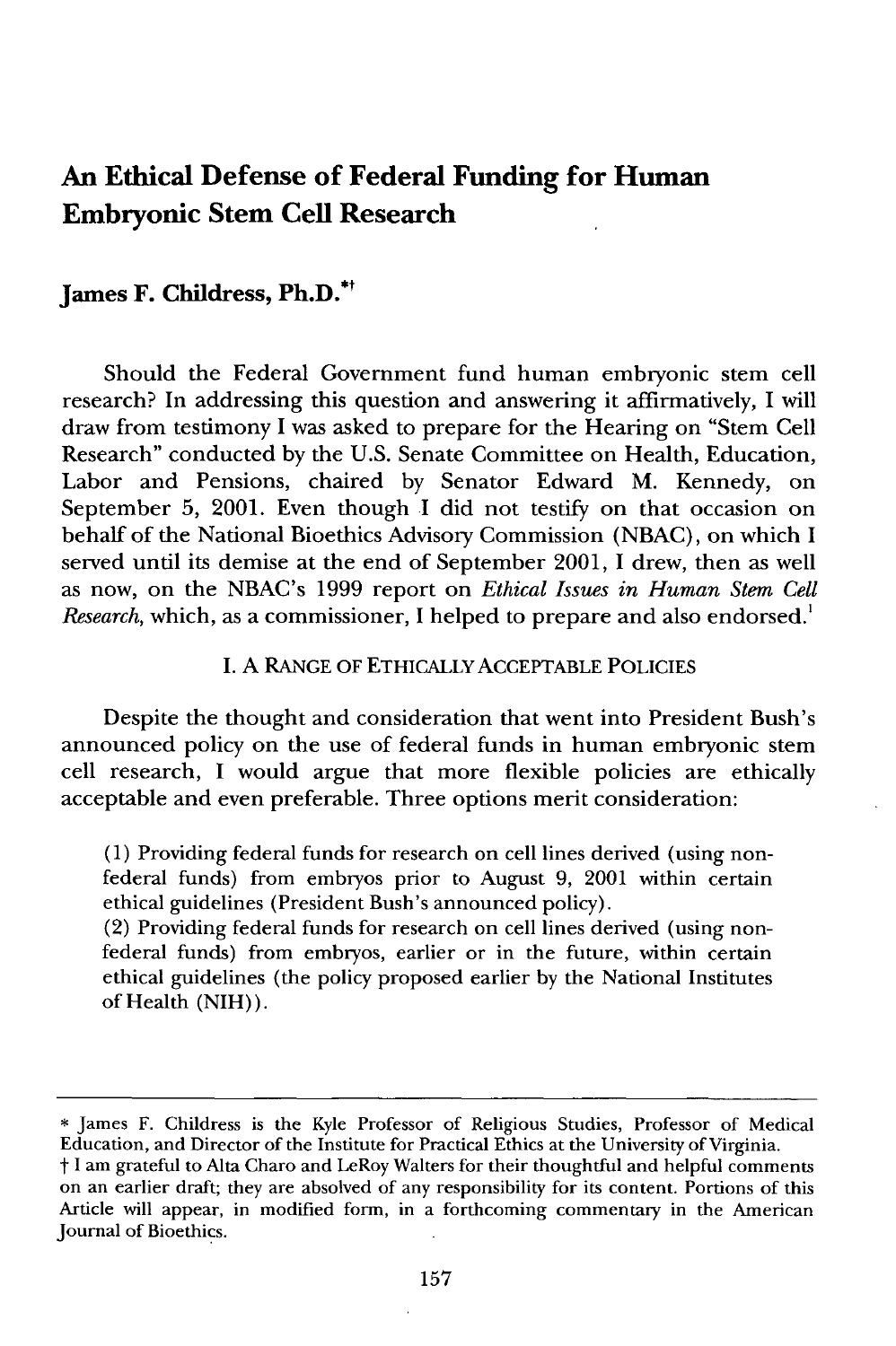# An Ethical Defense of Federal Funding for Human Embryonic Stem Cell Research

## James F. Childress, Ph.D.*†

Should the Federal Government fund human embryonic stem cell research? In addressing this question and answering it affirmatively, I will draw from testimony I was asked to prepare for the Hearing on "Stem Cell Research" conducted by the U.S. Senate Committee on Health, Education, Labor and Pensions, chaired by Senator Edward M. Kennedy, on September 5, 2001. Even though I did not testify on that occasion on behalf of the National Bioethics Advisory Commission (NBAC), on which I served until its demise at the end of September 2001, I drew, then as well as now, on the NBAC's 1999 report on *Ethical Issues in Human Stem Cell Research*, which, as a commissioner, I helped to prepare and also endorsed.[1]

### I. A RANGE OF ETHICALLY ACCEPTABLE POLICIES

Despite the thought and consideration that went into President Bush's announced policy on the use of federal funds in human embryonic stem cell research, I would argue that more flexible policies are ethically acceptable and even preferable. Three options merit consideration:

> (1) Providing federal funds for research on cell lines derived (using non-federal funds) from embryos prior to August 9, 2001 within certain ethical guidelines (President Bush's announced policy).
>
> (2) Providing federal funds for research on cell lines derived (using non-federal funds) from embryos, earlier or in the future, within certain ethical guidelines (the policy proposed earlier by the National Institutes of Health (NIH)).

---

\* James F. Childress is the Kyle Professor of Religious Studies, Professor of Medical Education, and Director of the Institute for Practical Ethics at the University of Virginia.

† I am grateful to Alta Charo and LeRoy Walters for their thoughtful and helpful comments on an earlier draft; they are absolved of any responsibility for its content. Portions of this Article will appear, in modified form, in a forthcoming commentary in the American Journal of Bioethics.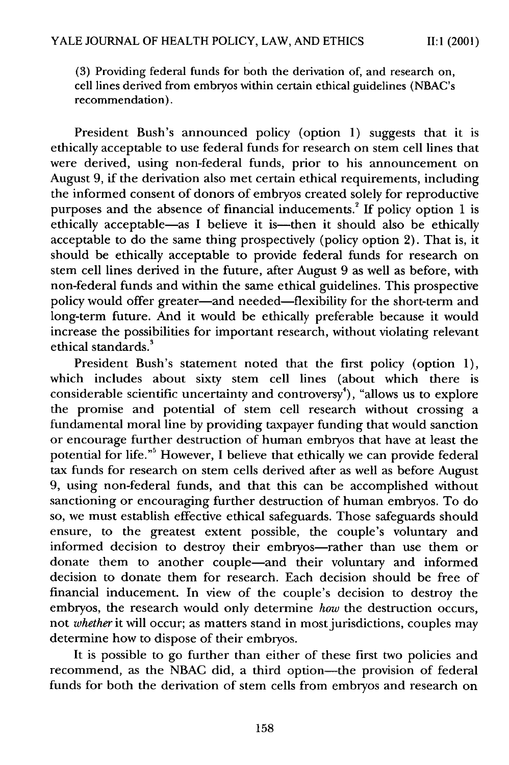(3) Providing federal funds for both the derivation of, and research on, cell lines derived from embryos within certain ethical guidelines (NBAC's recommendation).

President Bush's announced policy (option 1) suggests that it is ethically acceptable to use federal funds for research on stem cell lines that were derived, using non-federal funds, prior to his announcement on August 9, if the derivation also met certain ethical requirements, including the informed consent of donors of embryos created solely for reproductive purposes and the absence of financial inducements.[2] If policy option 1 is ethically acceptable—as I believe it is—then it should also be ethically acceptable to do the same thing prospectively (policy option 2). That is, it should be ethically acceptable to provide federal funds for research on stem cell lines derived in the future, after August 9 as well as before, with non-federal funds and within the same ethical guidelines. This prospective policy would offer greater—and needed—flexibility for the short-term and long-term future. And it would be ethically preferable because it would increase the possibilities for important research, without violating relevant ethical standards.[3]

President Bush's statement noted that the first policy (option 1), which includes about sixty stem cell lines (about which there is considerable scientific uncertainty and controversy[4]), "allows us to explore the promise and potential of stem cell research without crossing a fundamental moral line by providing taxpayer funding that would sanction or encourage further destruction of human embryos that have at least the potential for life."[5] However, I believe that ethically we can provide federal tax funds for research on stem cells derived after as well as before August 9, using non-federal funds, and that this can be accomplished without sanctioning or encouraging further destruction of human embryos. To do so, we must establish effective ethical safeguards. Those safeguards should ensure, to the greatest extent possible, the couple's voluntary and informed decision to destroy their embryos—rather than use them or donate them to another couple—and their voluntary and informed decision to donate them for research. Each decision should be free of financial inducement. In view of the couple's decision to destroy the embryos, the research would only determine *how* the destruction occurs, not *whether* it will occur; as matters stand in most jurisdictions, couples may determine how to dispose of their embryos.

It is possible to go further than either of these first two policies and recommend, as the NBAC did, a third option—the provision of federal funds for both the derivation of stem cells from embryos and research on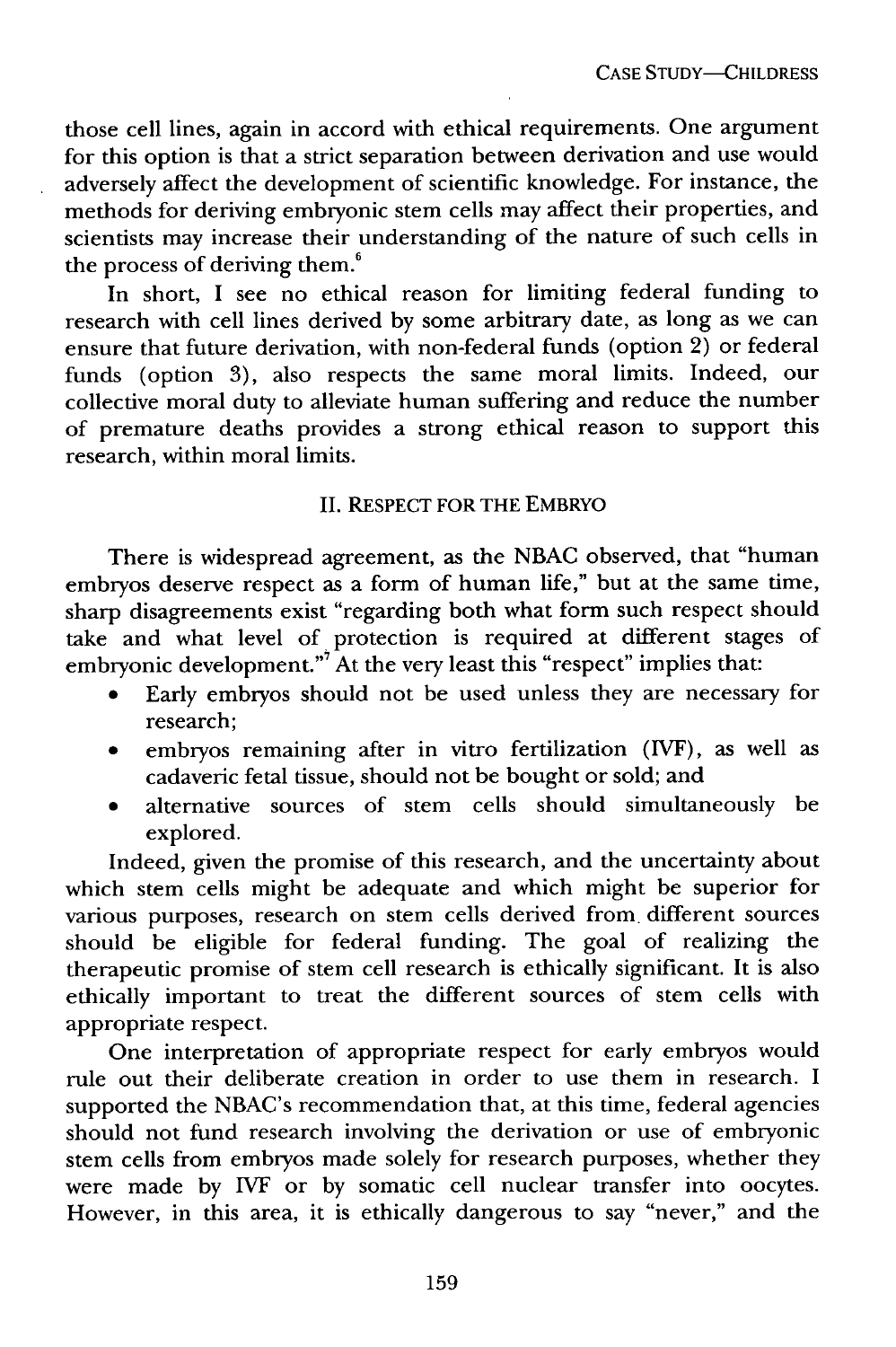those cell lines, again in accord with ethical requirements. One argument for this option is that a strict separation between derivation and use would adversely affect the development of scientific knowledge. For instance, the methods for deriving embryonic stem cells may affect their properties, and scientists may increase their understanding of the nature of such cells in the process of deriving them.[6]

In short, I see no ethical reason for limiting federal funding to research with cell lines derived by some arbitrary date, as long as we can ensure that future derivation, with non-federal funds (option 2) or federal funds (option 3), also respects the same moral limits. Indeed, our collective moral duty to alleviate human suffering and reduce the number of premature deaths provides a strong ethical reason to support this research, within moral limits.

## II. RESPECT FOR THE EMBRYO

There is widespread agreement, as the NBAC observed, that "human embryos deserve respect as a form of human life," but at the same time, sharp disagreements exist "regarding both what form such respect should take and what level of protection is required at different stages of embryonic development."[7] At the very least this "respect" implies that:

- Early embryos should not be used unless they are necessary for research;
- embryos remaining after in vitro fertilization (IVF), as well as cadaveric fetal tissue, should not be bought or sold; and
- alternative sources of stem cells should simultaneously be explored.

Indeed, given the promise of this research, and the uncertainty about which stem cells might be adequate and which might be superior for various purposes, research on stem cells derived from different sources should be eligible for federal funding. The goal of realizing the therapeutic promise of stem cell research is ethically significant. It is also ethically important to treat the different sources of stem cells with appropriate respect.

One interpretation of appropriate respect for early embryos would rule out their deliberate creation in order to use them in research. I supported the NBAC's recommendation that, at this time, federal agencies should not fund research involving the derivation or use of embryonic stem cells from embryos made solely for research purposes, whether they were made by IVF or by somatic cell nuclear transfer into oocytes. However, in this area, it is ethically dangerous to say "never," and the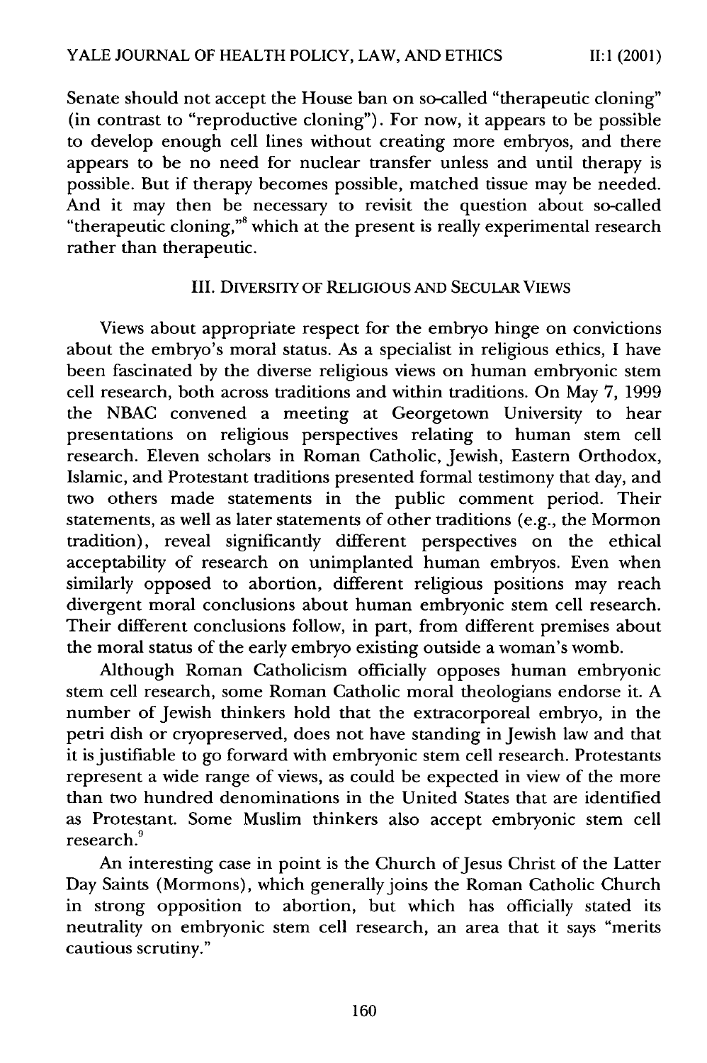Senate should not accept the House ban on so-called "therapeutic cloning" (in contrast to "reproductive cloning"). For now, it appears to be possible to develop enough cell lines without creating more embryos, and there appears to be no need for nuclear transfer unless and until therapy is possible. But if therapy becomes possible, matched tissue may be needed. And it may then be necessary to revisit the question about so-called "therapeutic cloning,"[8] which at the present is really experimental research rather than therapeutic.

## III. DIVERSITY OF RELIGIOUS AND SECULAR VIEWS

Views about appropriate respect for the embryo hinge on convictions about the embryo's moral status. As a specialist in religious ethics, I have been fascinated by the diverse religious views on human embryonic stem cell research, both across traditions and within traditions. On May 7, 1999 the NBAC convened a meeting at Georgetown University to hear presentations on religious perspectives relating to human stem cell research. Eleven scholars in Roman Catholic, Jewish, Eastern Orthodox, Islamic, and Protestant traditions presented formal testimony that day, and two others made statements in the public comment period. Their statements, as well as later statements of other traditions (e.g., the Mormon tradition), reveal significantly different perspectives on the ethical acceptability of research on unimplanted human embryos. Even when similarly opposed to abortion, different religious positions may reach divergent moral conclusions about human embryonic stem cell research. Their different conclusions follow, in part, from different premises about the moral status of the early embryo existing outside a woman's womb.

Although Roman Catholicism officially opposes human embryonic stem cell research, some Roman Catholic moral theologians endorse it. A number of Jewish thinkers hold that the extracorporeal embryo, in the petri dish or cryopreserved, does not have standing in Jewish law and that it is justifiable to go forward with embryonic stem cell research. Protestants represent a wide range of views, as could be expected in view of the more than two hundred denominations in the United States that are identified as Protestant. Some Muslim thinkers also accept embryonic stem cell research.[9]

An interesting case in point is the Church of Jesus Christ of the Latter Day Saints (Mormons), which generally joins the Roman Catholic Church in strong opposition to abortion, but which has officially stated its neutrality on embryonic stem cell research, an area that it says "merits cautious scrutiny."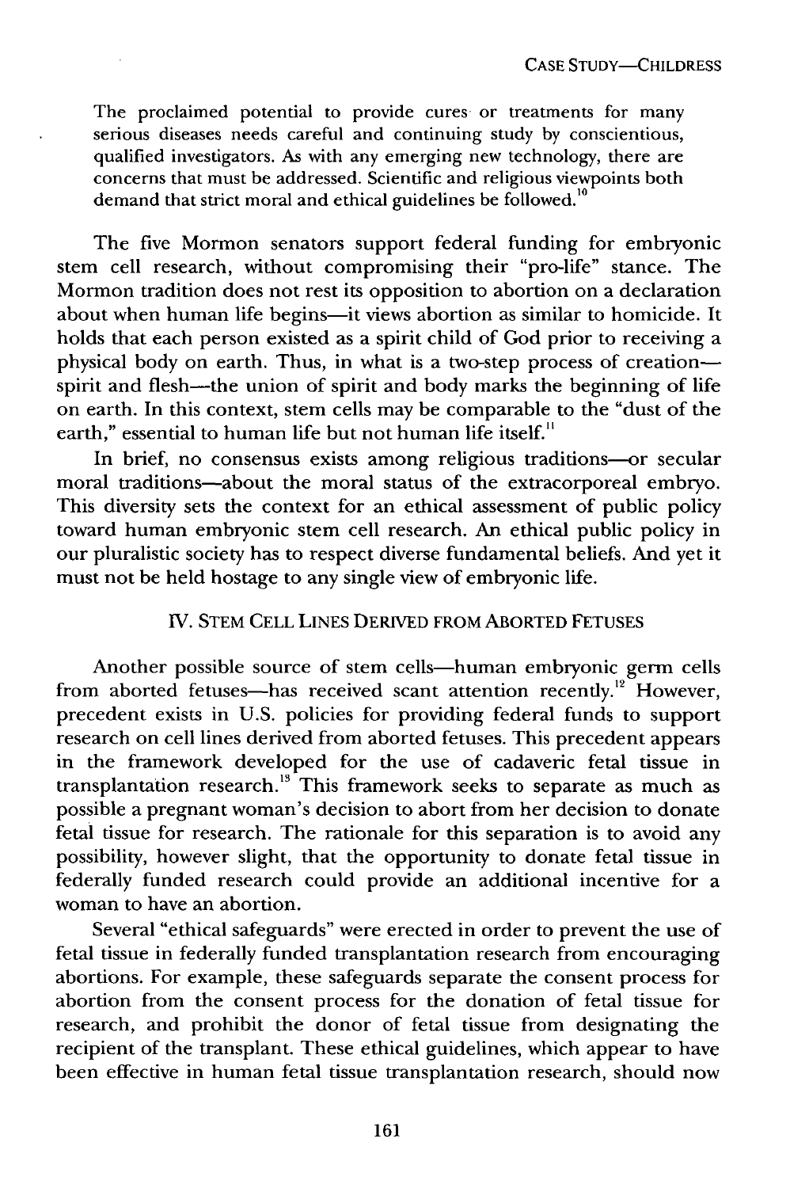> The proclaimed potential to provide cures or treatments for many serious diseases needs careful and continuing study by conscientious, qualified investigators. As with any emerging new technology, there are concerns that must be addressed. Scientific and religious viewpoints both demand that strict moral and ethical guidelines be followed.[10]

The five Mormon senators support federal funding for embryonic stem cell research, without compromising their "pro-life" stance. The Mormon tradition does not rest its opposition to abortion on a declaration about when human life begins—it views abortion as similar to homicide. It holds that each person existed as a spirit child of God prior to receiving a physical body on earth. Thus, in what is a two-step process of creation—spirit and flesh—the union of spirit and body marks the beginning of life on earth. In this context, stem cells may be comparable to the "dust of the earth," essential to human life but not human life itself.[11]

In brief, no consensus exists among religious traditions—or secular moral traditions—about the moral status of the extracorporeal embryo. This diversity sets the context for an ethical assessment of public policy toward human embryonic stem cell research. An ethical public policy in our pluralistic society has to respect diverse fundamental beliefs. And yet it must not be held hostage to any single view of embryonic life.

## IV. Stem Cell Lines Derived from Aborted Fetuses

Another possible source of stem cells—human embryonic germ cells from aborted fetuses—has received scant attention recently.[12] However, precedent exists in U.S. policies for providing federal funds to support research on cell lines derived from aborted fetuses. This precedent appears in the framework developed for the use of cadaveric fetal tissue in transplantation research.[13] This framework seeks to separate as much as possible a pregnant woman's decision to abort from her decision to donate fetal tissue for research. The rationale for this separation is to avoid any possibility, however slight, that the opportunity to donate fetal tissue in federally funded research could provide an additional incentive for a woman to have an abortion.

Several "ethical safeguards" were erected in order to prevent the use of fetal tissue in federally funded transplantation research from encouraging abortions. For example, these safeguards separate the consent process for abortion from the consent process for the donation of fetal tissue for research, and prohibit the donor of fetal tissue from designating the recipient of the transplant. These ethical guidelines, which appear to have been effective in human fetal tissue transplantation research, should now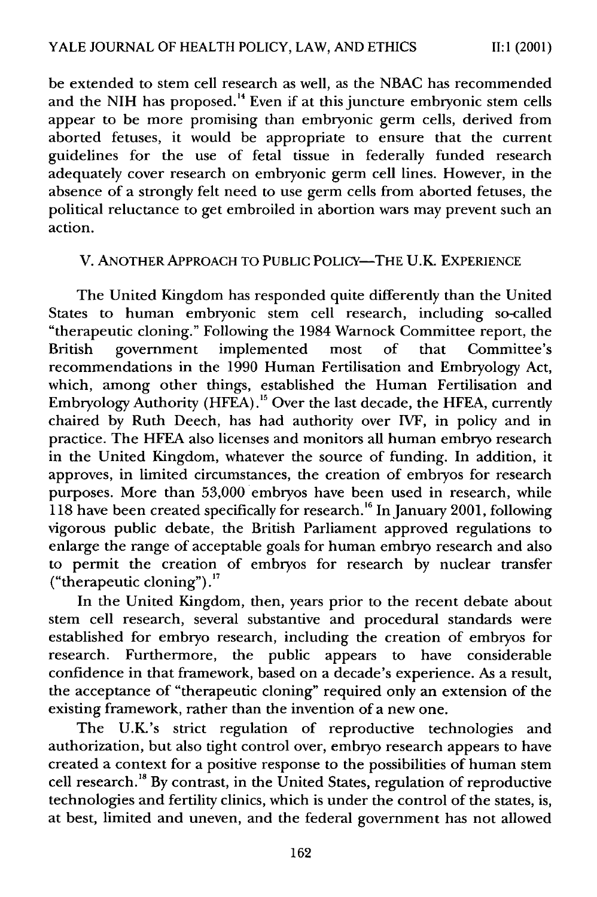be extended to stem cell research as well, as the NBAC has recommended and the NIH has proposed.[14] Even if at this juncture embryonic stem cells appear to be more promising than embryonic germ cells, derived from aborted fetuses, it would be appropriate to ensure that the current guidelines for the use of fetal tissue in federally funded research adequately cover research on embryonic germ cell lines. However, in the absence of a strongly felt need to use germ cells from aborted fetuses, the political reluctance to get embroiled in abortion wars may prevent such an action.

## V. ANOTHER APPROACH TO PUBLIC POLICY—THE U.K. EXPERIENCE

The United Kingdom has responded quite differently than the United States to human embryonic stem cell research, including so-called "therapeutic cloning." Following the 1984 Warnock Committee report, the British government implemented most of that Committee's recommendations in the 1990 Human Fertilisation and Embryology Act, which, among other things, established the Human Fertilisation and Embryology Authority (HFEA).[15] Over the last decade, the HFEA, currently chaired by Ruth Deech, has had authority over IVF, in policy and in practice. The HFEA also licenses and monitors all human embryo research in the United Kingdom, whatever the source of funding. In addition, it approves, in limited circumstances, the creation of embryos for research purposes. More than 53,000 embryos have been used in research, while 118 have been created specifically for research.[16] In January 2001, following vigorous public debate, the British Parliament approved regulations to enlarge the range of acceptable goals for human embryo research and also to permit the creation of embryos for research by nuclear transfer ("therapeutic cloning").[17]

In the United Kingdom, then, years prior to the recent debate about stem cell research, several substantive and procedural standards were established for embryo research, including the creation of embryos for research. Furthermore, the public appears to have considerable confidence in that framework, based on a decade's experience. As a result, the acceptance of "therapeutic cloning" required only an extension of the existing framework, rather than the invention of a new one.

The U.K.'s strict regulation of reproductive technologies and authorization, but also tight control over, embryo research appears to have created a context for a positive response to the possibilities of human stem cell research.[18] By contrast, in the United States, regulation of reproductive technologies and fertility clinics, which is under the control of the states, is, at best, limited and uneven, and the federal government has not allowed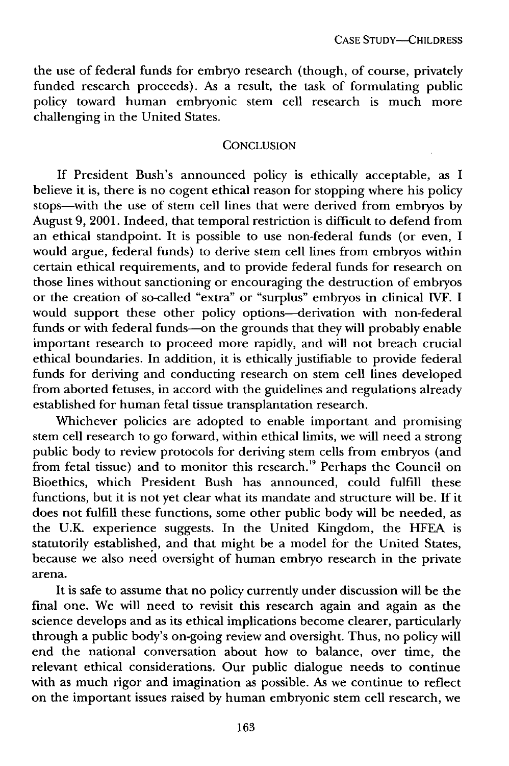the use of federal funds for embryo research (though, of course, privately funded research proceeds). As a result, the task of formulating public policy toward human embryonic stem cell research is much more challenging in the United States.

## CONCLUSION

If President Bush's announced policy is ethically acceptable, as I believe it is, there is no cogent ethical reason for stopping where his policy stops—with the use of stem cell lines that were derived from embryos by August 9, 2001. Indeed, that temporal restriction is difficult to defend from an ethical standpoint. It is possible to use non-federal funds (or even, I would argue, federal funds) to derive stem cell lines from embryos within certain ethical requirements, and to provide federal funds for research on those lines without sanctioning or encouraging the destruction of embryos or the creation of so-called "extra" or "surplus" embryos in clinical IVF. I would support these other policy options—derivation with non-federal funds or with federal funds—on the grounds that they will probably enable important research to proceed more rapidly, and will not breach crucial ethical boundaries. In addition, it is ethically justifiable to provide federal funds for deriving and conducting research on stem cell lines developed from aborted fetuses, in accord with the guidelines and regulations already established for human fetal tissue transplantation research.

Whichever policies are adopted to enable important and promising stem cell research to go forward, within ethical limits, we will need a strong public body to review protocols for deriving stem cells from embryos (and from fetal tissue) and to monitor this research.[19] Perhaps the Council on Bioethics, which President Bush has announced, could fulfill these functions, but it is not yet clear what its mandate and structure will be. If it does not fulfill these functions, some other public body will be needed, as the U.K. experience suggests. In the United Kingdom, the HFEA is statutorily established, and that might be a model for the United States, because we also need oversight of human embryo research in the private arena.

It is safe to assume that no policy currently under discussion will be the final one. We will need to revisit this research again and again as the science develops and as its ethical implications become clearer, particularly through a public body's on-going review and oversight. Thus, no policy will end the national conversation about how to balance, over time, the relevant ethical considerations. Our public dialogue needs to continue with as much rigor and imagination as possible. As we continue to reflect on the important issues raised by human embryonic stem cell research, we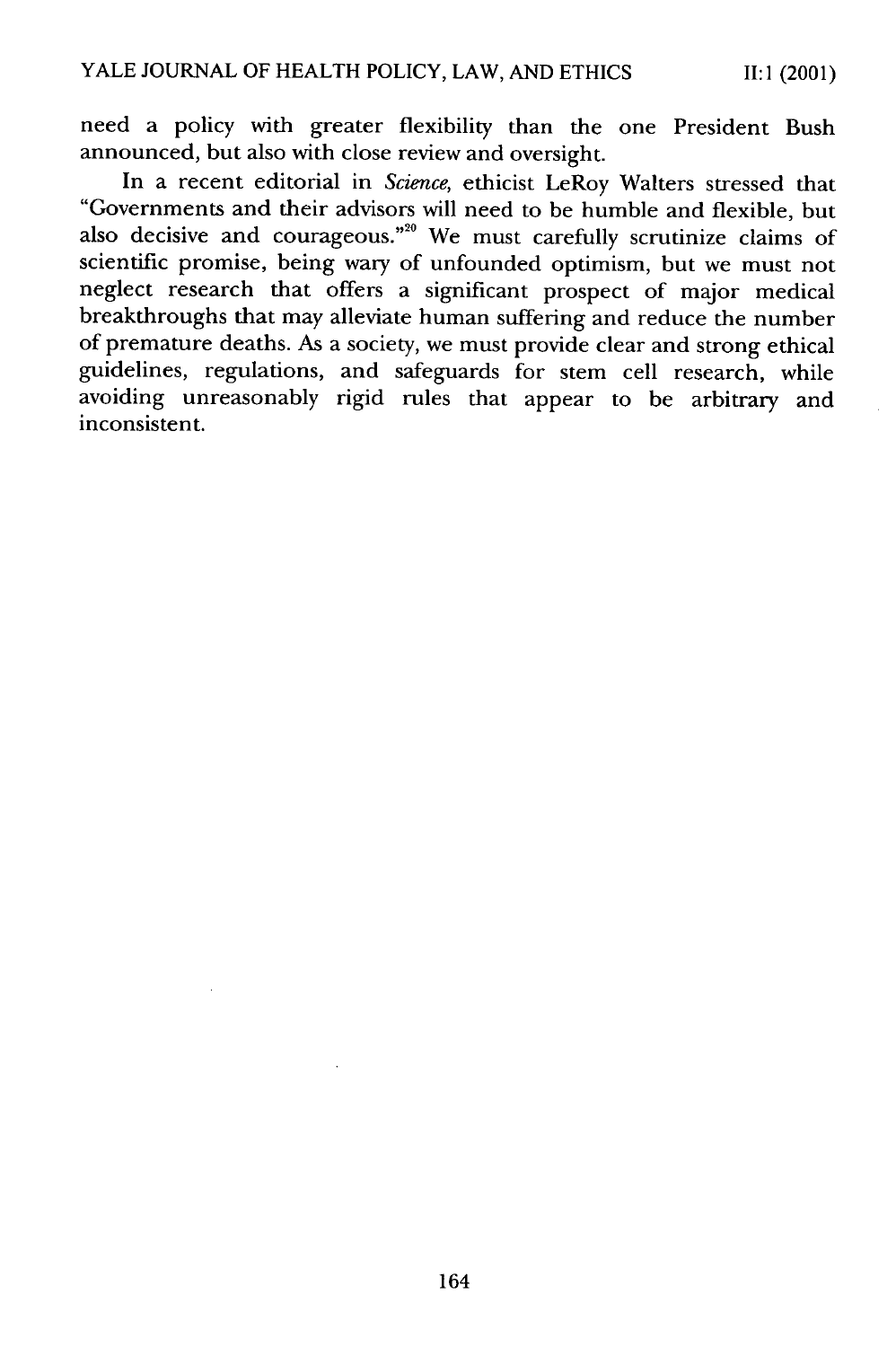need a policy with greater flexibility than the one President Bush announced, but also with close review and oversight.

In a recent editorial in *Science*, ethicist LeRoy Walters stressed that "Governments and their advisors will need to be humble and flexible, but also decisive and courageous."[20] We must carefully scrutinize claims of scientific promise, being wary of unfounded optimism, but we must not neglect research that offers a significant prospect of major medical breakthroughs that may alleviate human suffering and reduce the number of premature deaths. As a society, we must provide clear and strong ethical guidelines, regulations, and safeguards for stem cell research, while avoiding unreasonably rigid rules that appear to be arbitrary and inconsistent.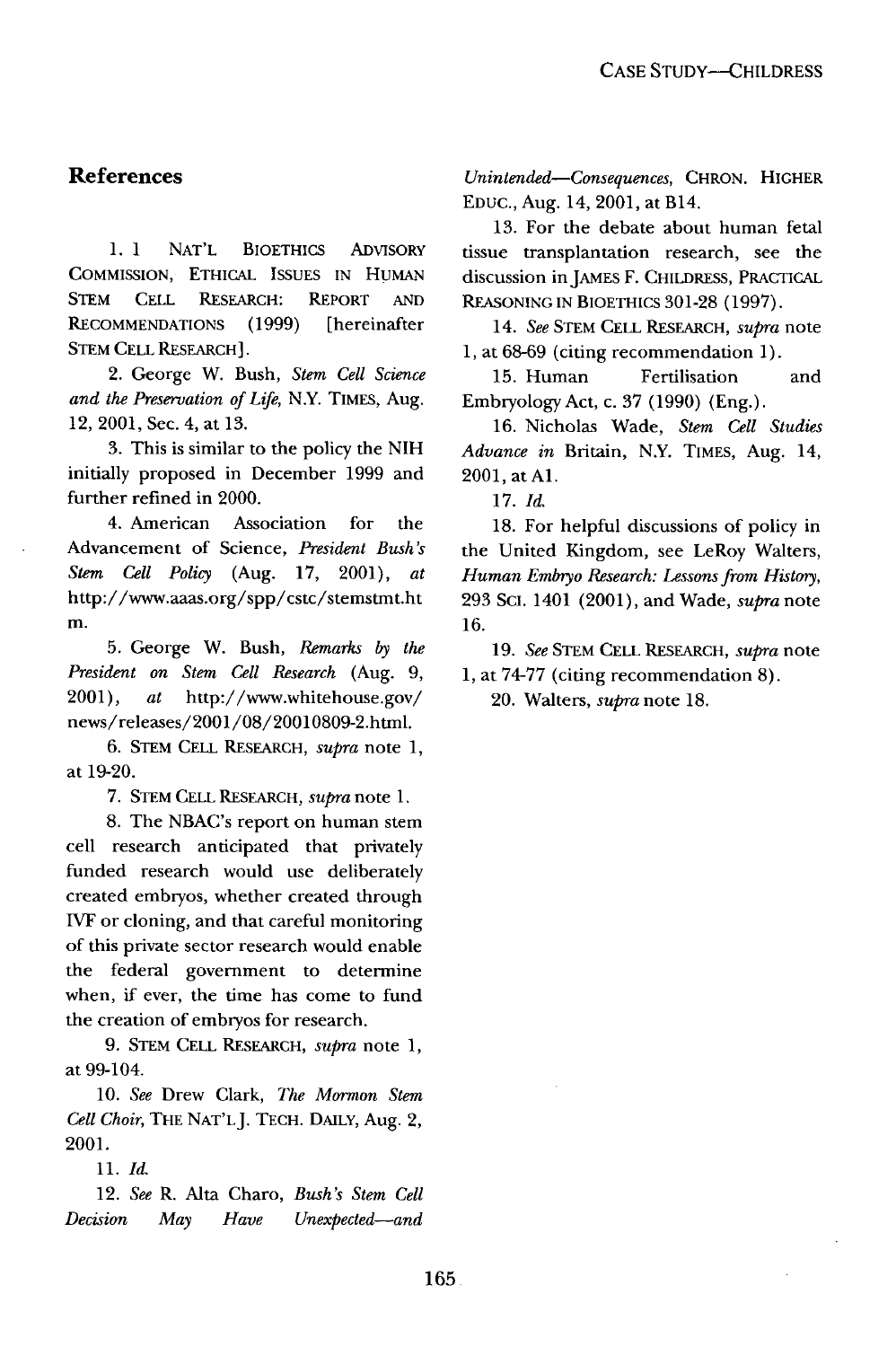## References

1. 1 NAT'L BIOETHICS ADVISORY COMMISSION, ETHICAL ISSUES IN HUMAN STEM CELL RESEARCH: REPORT AND RECOMMENDATIONS (1999) [hereinafter STEM CELL RESEARCH].

2. George W. Bush, *Stem Cell Science and the Preservation of Life*, N.Y. TIMES, Aug. 12, 2001, Sec. 4, at 13.

3. This is similar to the policy the NIH initially proposed in December 1999 and further refined in 2000.

4. American Association for the Advancement of Science, *President Bush's Stem Cell Policy* (Aug. 17, 2001), *at* http://www.aaas.org/spp/cstc/stemstmt.htm.

5. George W. Bush, *Remarks by the President on Stem Cell Research* (Aug. 9, 2001), *at* http://www.whitehouse.gov/news/releases/2001/08/20010809-2.html.

6. STEM CELL RESEARCH, *supra* note 1, at 19-20.

7. STEM CELL RESEARCH, *supra* note 1.

8. The NBAC's report on human stem cell research anticipated that privately funded research would use deliberately created embryos, whether created through IVF or cloning, and that careful monitoring of this private sector research would enable the federal government to determine when, if ever, the time has come to fund the creation of embryos for research.

9. STEM CELL RESEARCH, *supra* note 1, at 99-104.

10. *See* Drew Clark, *The Mormon Stem Cell Choir*, THE NAT'L J. TECH. DAILY, Aug. 2, 2001.

11. *Id.*

12. *See* R. Alta Charo, *Bush's Stem Cell Decision May Have Unexpected—and Unintended—Consequences*, CHRON. HIGHER EDUC., Aug. 14, 2001, at B14.

13. For the debate about human fetal tissue transplantation research, see the discussion in JAMES F. CHILDRESS, PRACTICAL REASONING IN BIOETHICS 301-28 (1997).

14. *See* STEM CELL RESEARCH, *supra* note 1, at 68-69 (citing recommendation 1).

15. Human Fertilisation and Embryology Act, c. 37 (1990) (Eng.).

16. Nicholas Wade, *Stem Cell Studies Advance in* Britain, N.Y. TIMES, Aug. 14, 2001, at A1.

17. *Id.*

18. For helpful discussions of policy in the United Kingdom, see LeRoy Walters, *Human Embryo Research: Lessons from History*, 293 SCI. 1401 (2001), and Wade, *supra* note 16.

19. *See* STEM CELL RESEARCH, *supra* note 1, at 74-77 (citing recommendation 8).

20. Walters, *supra* note 18.